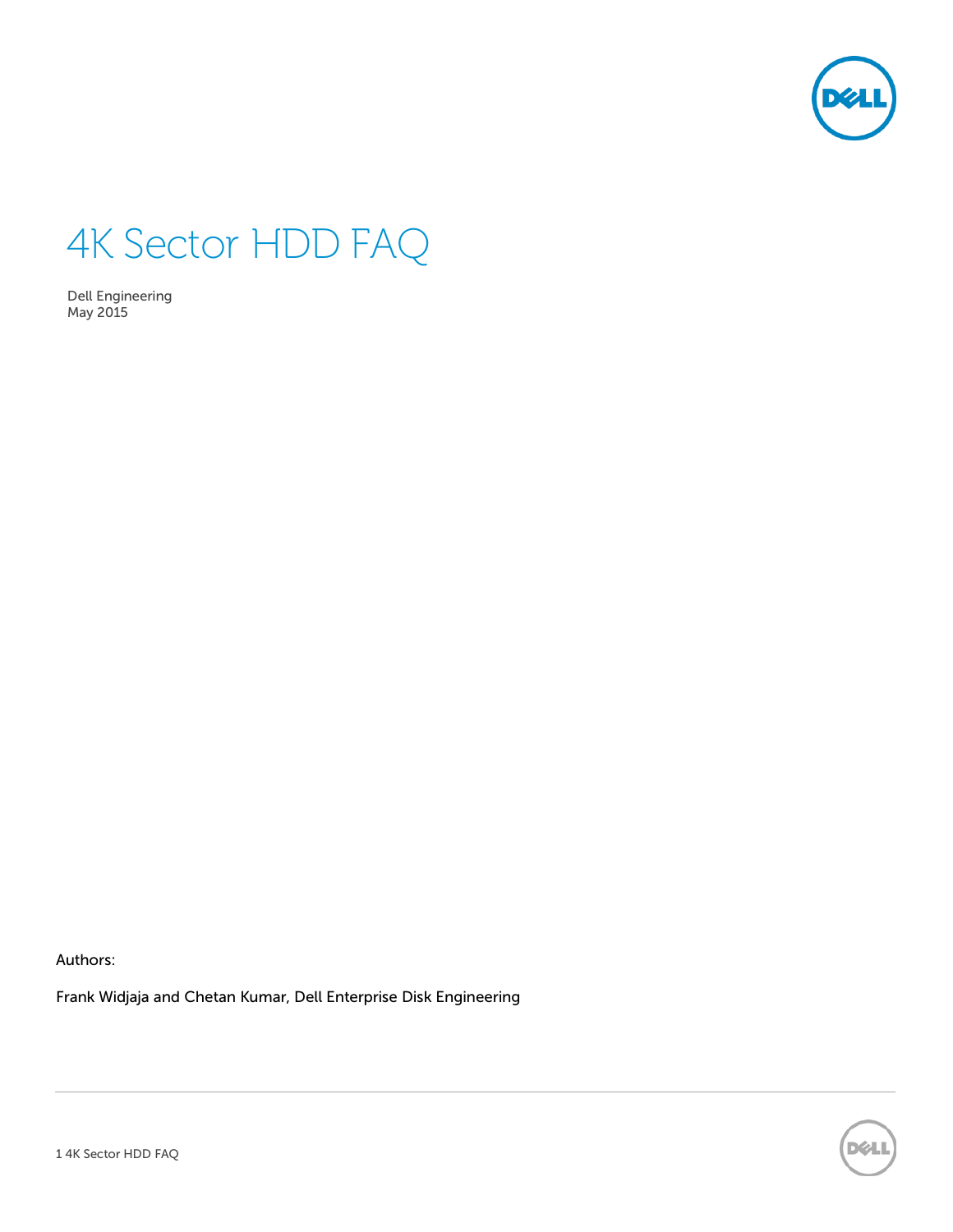# 4K Sector HDD FAQ

Dell Engineering
May 2015

Authors:

Frank Widjaja and Chetan Kumar, Dell Enterprise Disk Engineering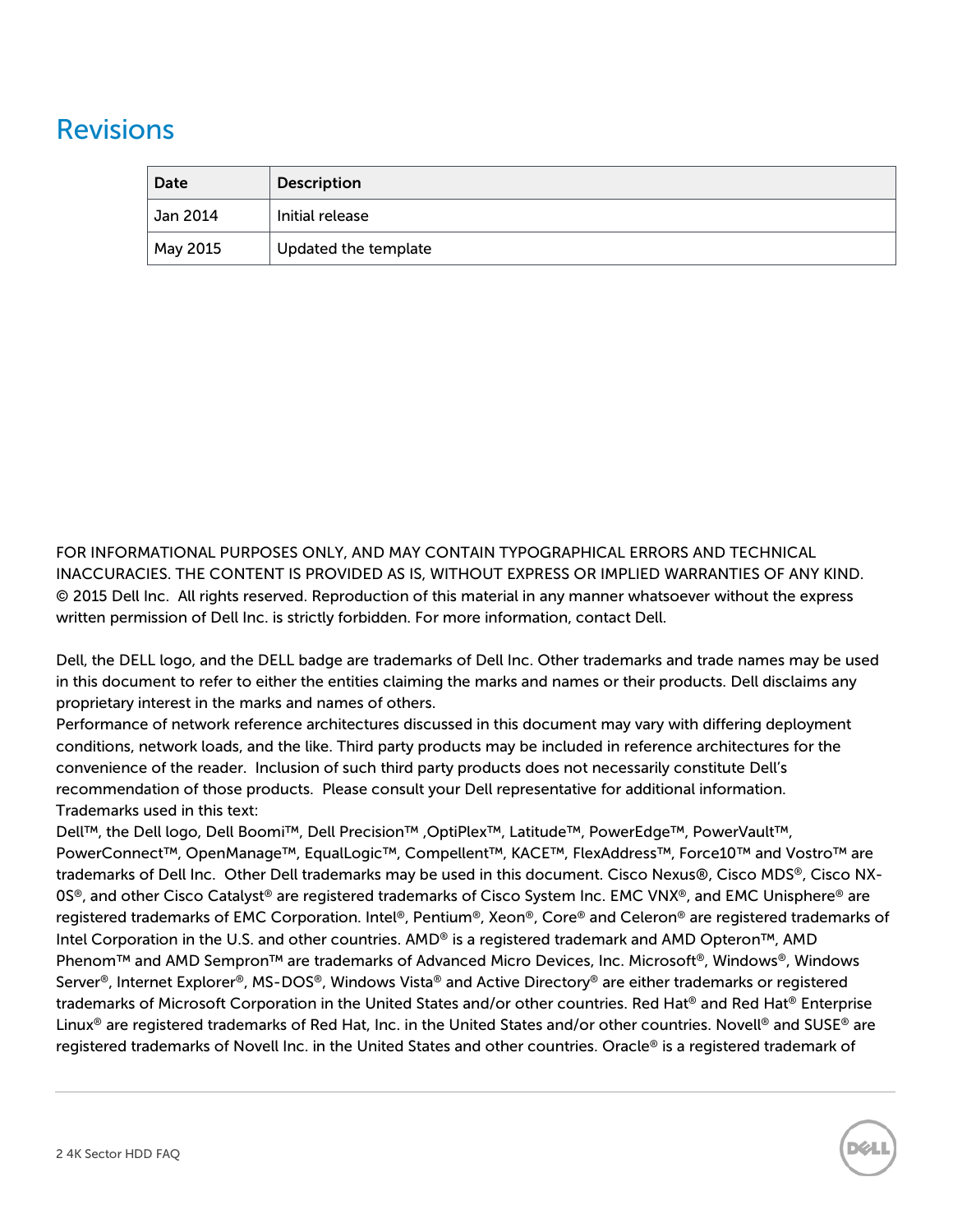# Revisions

| Date | Description |
| --- | --- |
| Jan 2014 | Initial release |
| May 2015 | Updated the template |

FOR INFORMATIONAL PURPOSES ONLY, AND MAY CONTAIN TYPOGRAPHICAL ERRORS AND TECHNICAL INACCURACIES. THE CONTENT IS PROVIDED AS IS, WITHOUT EXPRESS OR IMPLIED WARRANTIES OF ANY KIND.
© 2015 Dell Inc. All rights reserved. Reproduction of this material in any manner whatsoever without the express written permission of Dell Inc. is strictly forbidden. For more information, contact Dell.

Dell, the DELL logo, and the DELL badge are trademarks of Dell Inc. Other trademarks and trade names may be used in this document to refer to either the entities claiming the marks and names or their products. Dell disclaims any proprietary interest in the marks and names of others.
Performance of network reference architectures discussed in this document may vary with differing deployment conditions, network loads, and the like. Third party products may be included in reference architectures for the convenience of the reader. Inclusion of such third party products does not necessarily constitute Dell's recommendation of those products. Please consult your Dell representative for additional information.
Trademarks used in this text:
Dell™, the Dell logo, Dell Boomi™, Dell Precision™ ,OptiPlex™, Latitude™, PowerEdge™, PowerVault™, PowerConnect™, OpenManage™, EqualLogic™, Compellent™, KACE™, FlexAddress™, Force10™ and Vostro™ are trademarks of Dell Inc. Other Dell trademarks may be used in this document. Cisco Nexus®, Cisco MDS®, Cisco NX-0S®, and other Cisco Catalyst® are registered trademarks of Cisco System Inc. EMC VNX®, and EMC Unisphere® are registered trademarks of EMC Corporation. Intel®, Pentium®, Xeon®, Core® and Celeron® are registered trademarks of Intel Corporation in the U.S. and other countries. AMD® is a registered trademark and AMD Opteron™, AMD Phenom™ and AMD Sempron™ are trademarks of Advanced Micro Devices, Inc. Microsoft®, Windows®, Windows Server®, Internet Explorer®, MS-DOS®, Windows Vista® and Active Directory® are either trademarks or registered trademarks of Microsoft Corporation in the United States and/or other countries. Red Hat® and Red Hat® Enterprise Linux® are registered trademarks of Red Hat, Inc. in the United States and/or other countries. Novell® and SUSE® are registered trademarks of Novell Inc. in the United States and other countries. Oracle® is a registered trademark of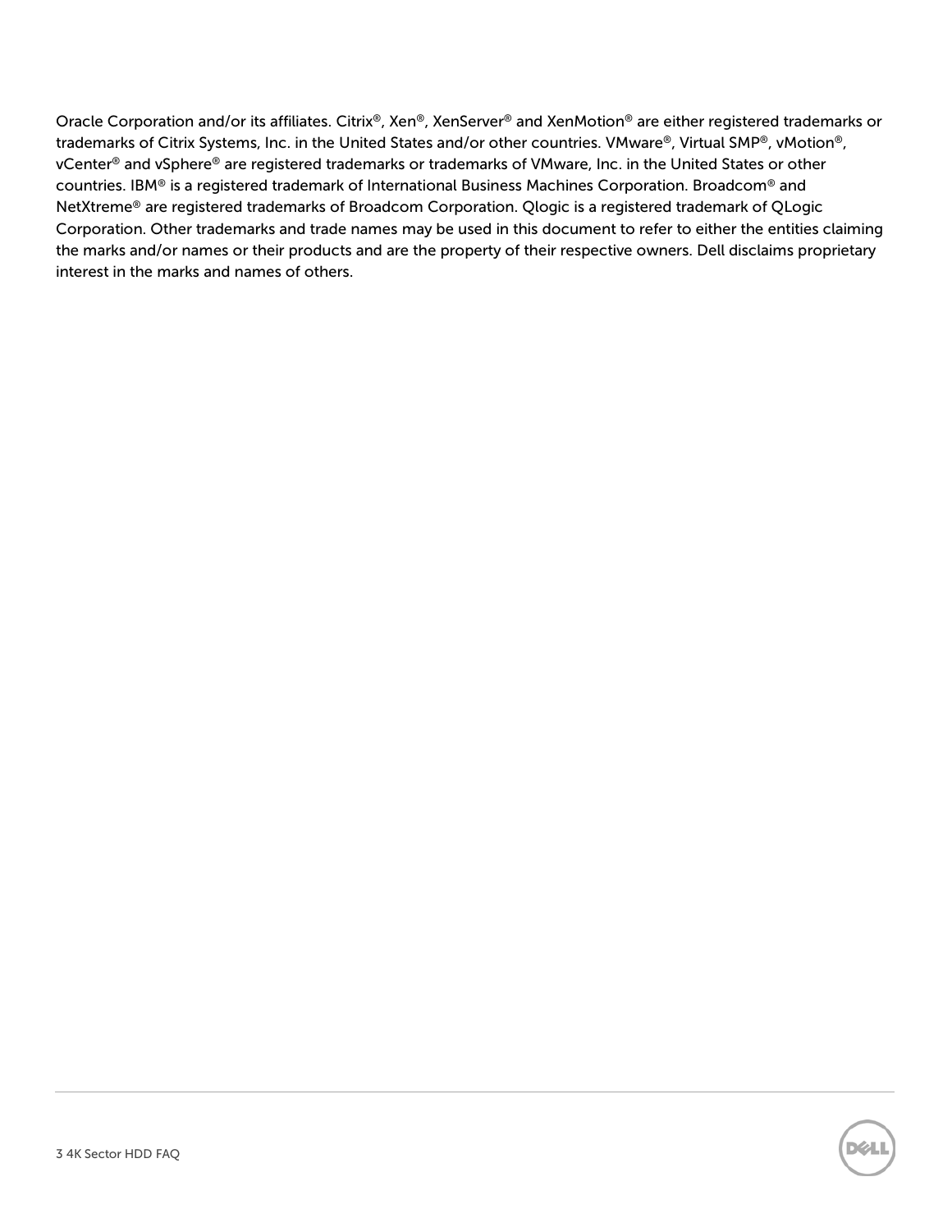Oracle Corporation and/or its affiliates. Citrix®, Xen®, XenServer® and XenMotion® are either registered trademarks or trademarks of Citrix Systems, Inc. in the United States and/or other countries. VMware®, Virtual SMP®, vMotion®, vCenter® and vSphere® are registered trademarks or trademarks of VMware, Inc. in the United States or other countries. IBM® is a registered trademark of International Business Machines Corporation. Broadcom® and NetXtreme® are registered trademarks of Broadcom Corporation. Qlogic is a registered trademark of QLogic Corporation. Other trademarks and trade names may be used in this document to refer to either the entities claiming the marks and/or names or their products and are the property of their respective owners. Dell disclaims proprietary interest in the marks and names of others.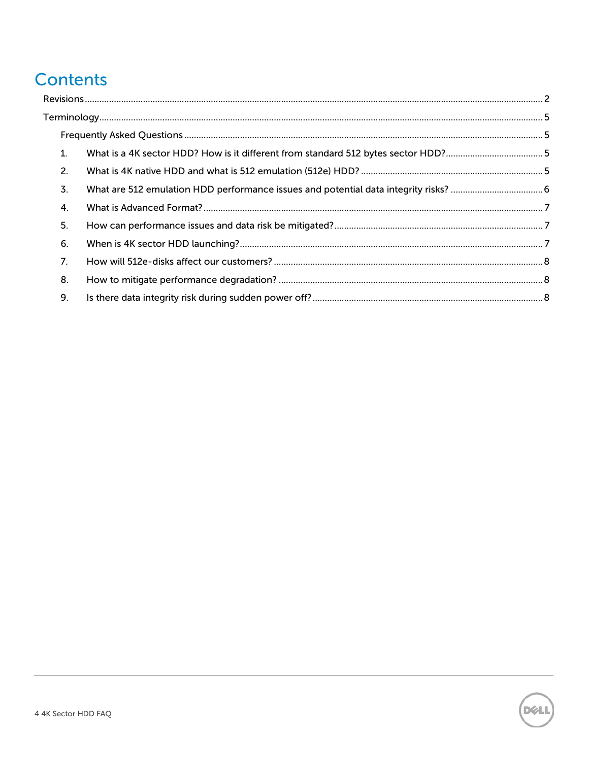# Contents

- Revisions ........ 2
- Terminology ........ 5
  - Frequently Asked Questions ........ 5
    1. What is a 4K sector HDD? How is it different from standard 512 bytes sector HDD? ........ 5
    2. What is 4K native HDD and what is 512 emulation (512e) HDD? ........ 5
    3. What are 512 emulation HDD performance issues and potential data integrity risks? ........ 6
    4. What is Advanced Format? ........ 7
    5. How can performance issues and data risk be mitigated? ........ 7
    6. When is 4K sector HDD launching? ........ 7
    7. How will 512e-disks affect our customers? ........ 8
    8. How to mitigate performance degradation? ........ 8
    9. Is there data integrity risk during sudden power off? ........ 8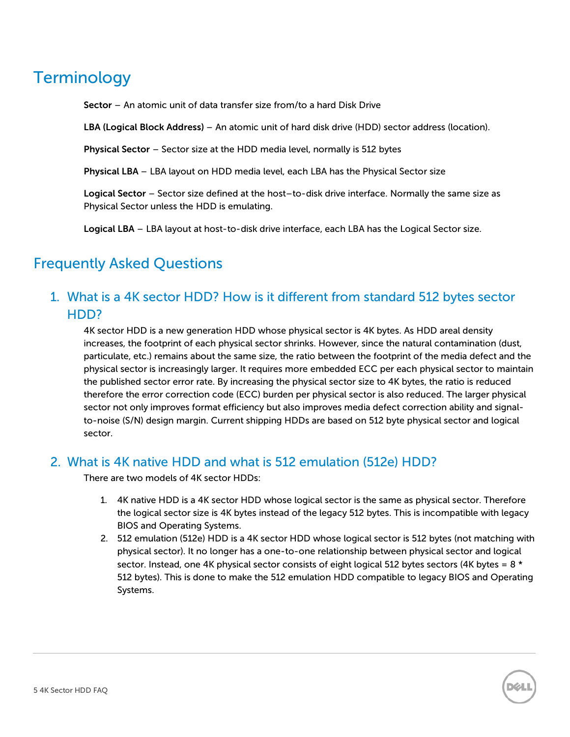# Terminology

**Sector** – An atomic unit of data transfer size from/to a hard Disk Drive

**LBA (Logical Block Address)** – An atomic unit of hard disk drive (HDD) sector address (location).

**Physical Sector** – Sector size at the HDD media level, normally is 512 bytes

**Physical LBA** – LBA layout on HDD media level, each LBA has the Physical Sector size

**Logical Sector** – Sector size defined at the host–to-disk drive interface. Normally the same size as Physical Sector unless the HDD is emulating.

**Logical LBA** – LBA layout at host-to-disk drive interface, each LBA has the Logical Sector size.

# Frequently Asked Questions

## 1. What is a 4K sector HDD? How is it different from standard 512 bytes sector HDD?

4K sector HDD is a new generation HDD whose physical sector is 4K bytes. As HDD areal density increases, the footprint of each physical sector shrinks. However, since the natural contamination (dust, particulate, etc.) remains about the same size, the ratio between the footprint of the media defect and the physical sector is increasingly larger. It requires more embedded ECC per each physical sector to maintain the published sector error rate. By increasing the physical sector size to 4K bytes, the ratio is reduced therefore the error correction code (ECC) burden per physical sector is also reduced. The larger physical sector not only improves format efficiency but also improves media defect correction ability and signal-to-noise (S/N) design margin. Current shipping HDDs are based on 512 byte physical sector and logical sector.

## 2. What is 4K native HDD and what is 512 emulation (512e) HDD?

There are two models of 4K sector HDDs:

1. 4K native HDD is a 4K sector HDD whose logical sector is the same as physical sector. Therefore the logical sector size is 4K bytes instead of the legacy 512 bytes. This is incompatible with legacy BIOS and Operating Systems.
2. 512 emulation (512e) HDD is a 4K sector HDD whose logical sector is 512 bytes (not matching with physical sector). It no longer has a one-to-one relationship between physical sector and logical sector. Instead, one 4K physical sector consists of eight logical 512 bytes sectors (4K bytes = 8 * 512 bytes). This is done to make the 512 emulation HDD compatible to legacy BIOS and Operating Systems.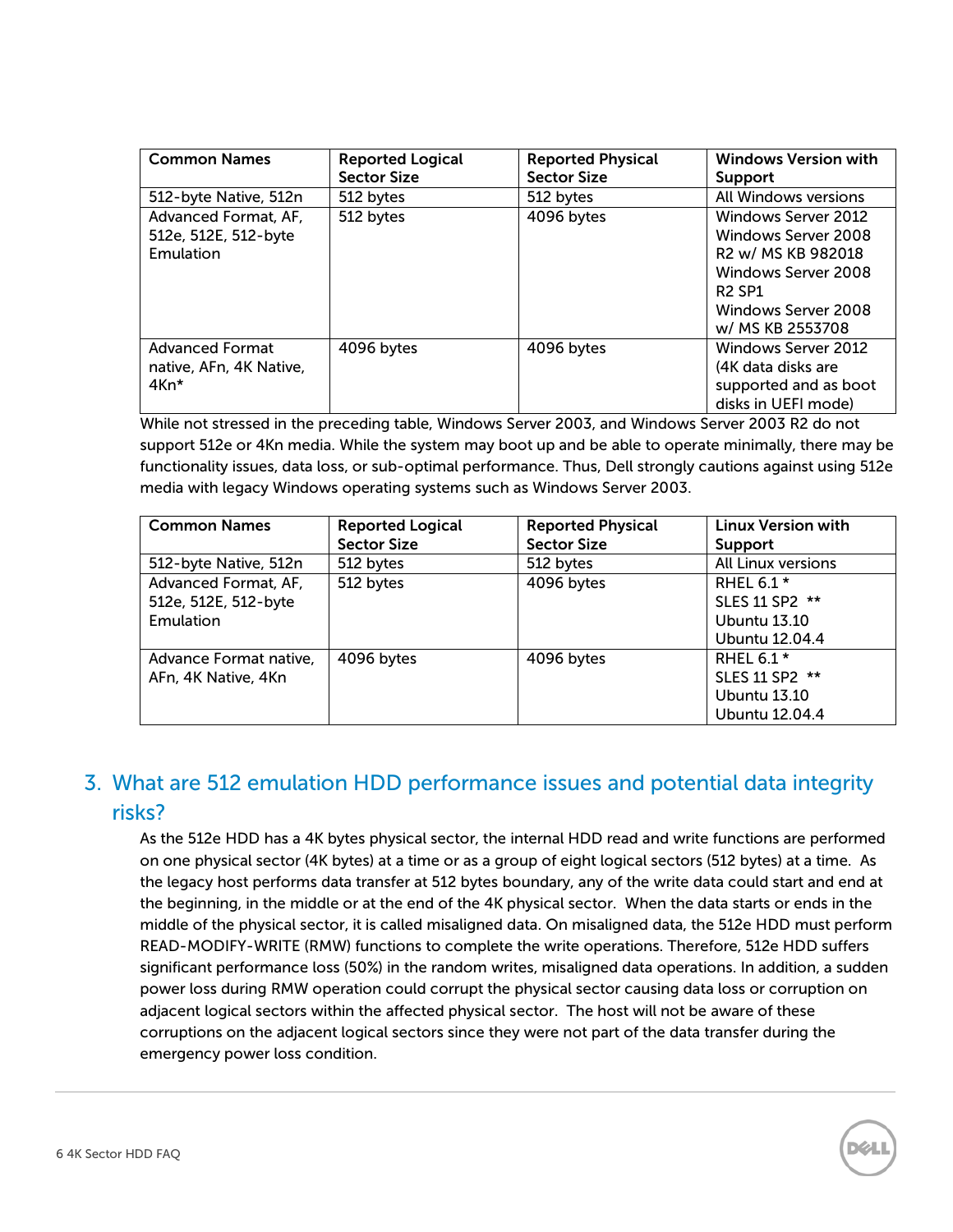| Common Names | Reported Logical Sector Size | Reported Physical Sector Size | Windows Version with Support |
|---|---|---|---|
| 512-byte Native, 512n | 512 bytes | 512 bytes | All Windows versions |
| Advanced Format, AF, 512e, 512E, 512-byte Emulation | 512 bytes | 4096 bytes | Windows Server 2012<br>Windows Server 2008 R2 w/ MS KB 982018<br>Windows Server 2008 R2 SP1<br>Windows Server 2008 w/ MS KB 2553708 |
| Advanced Format native, AFn, 4K Native, 4Kn* | 4096 bytes | 4096 bytes | Windows Server 2012 (4K data disks are supported and as boot disks in UEFI mode) |

While not stressed in the preceding table, Windows Server 2003, and Windows Server 2003 R2 do not support 512e or 4Kn media. While the system may boot up and be able to operate minimally, there may be functionality issues, data loss, or sub-optimal performance. Thus, Dell strongly cautions against using 512e media with legacy Windows operating systems such as Windows Server 2003.

| Common Names | Reported Logical Sector Size | Reported Physical Sector Size | Linux Version with Support |
|---|---|---|---|
| 512-byte Native, 512n | 512 bytes | 512 bytes | All Linux versions |
| Advanced Format, AF, 512e, 512E, 512-byte Emulation | 512 bytes | 4096 bytes | RHEL 6.1 *<br>SLES 11 SP2 **<br>Ubuntu 13.10<br>Ubuntu 12.04.4 |
| Advance Format native, AFn, 4K Native, 4Kn | 4096 bytes | 4096 bytes | RHEL 6.1 *<br>SLES 11 SP2 **<br>Ubuntu 13.10<br>Ubuntu 12.04.4 |

## 3. What are 512 emulation HDD performance issues and potential data integrity risks?

As the 512e HDD has a 4K bytes physical sector, the internal HDD read and write functions are performed on one physical sector (4K bytes) at a time or as a group of eight logical sectors (512 bytes) at a time. As the legacy host performs data transfer at 512 bytes boundary, any of the write data could start and end at the beginning, in the middle or at the end of the 4K physical sector. When the data starts or ends in the middle of the physical sector, it is called misaligned data. On misaligned data, the 512e HDD must perform READ-MODIFY-WRITE (RMW) functions to complete the write operations. Therefore, 512e HDD suffers significant performance loss (50%) in the random writes, misaligned data operations. In addition, a sudden power loss during RMW operation could corrupt the physical sector causing data loss or corruption on adjacent logical sectors within the affected physical sector. The host will not be aware of these corruptions on the adjacent logical sectors since they were not part of the data transfer during the emergency power loss condition.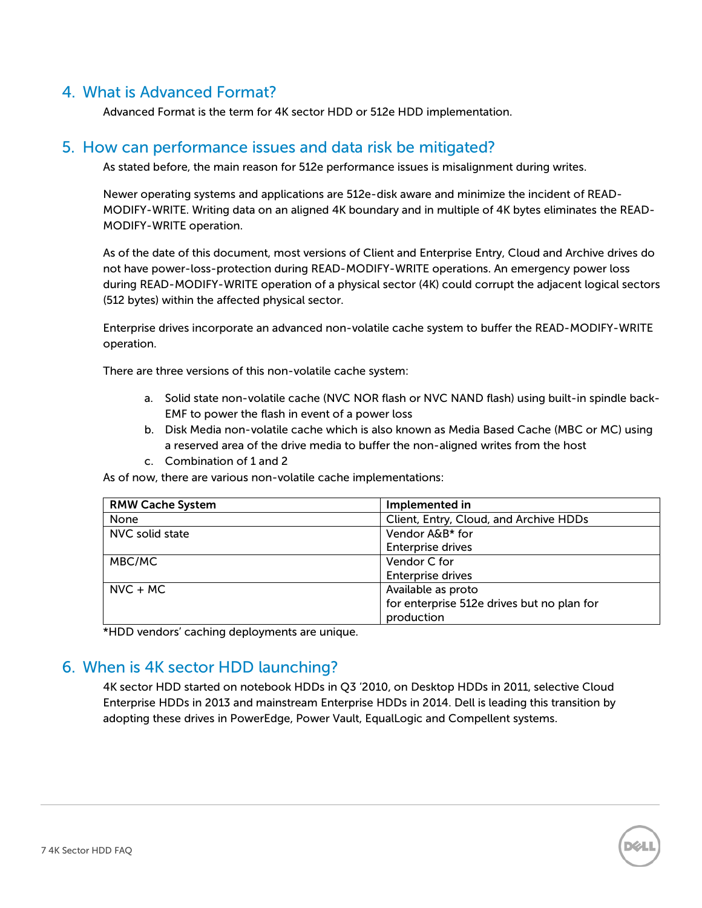## 4. What is Advanced Format?

Advanced Format is the term for 4K sector HDD or 512e HDD implementation.

## 5. How can performance issues and data risk be mitigated?

As stated before, the main reason for 512e performance issues is misalignment during writes.

Newer operating systems and applications are 512e-disk aware and minimize the incident of READ-MODIFY-WRITE. Writing data on an aligned 4K boundary and in multiple of 4K bytes eliminates the READ-MODIFY-WRITE operation.

As of the date of this document, most versions of Client and Enterprise Entry, Cloud and Archive drives do not have power-loss-protection during READ-MODIFY-WRITE operations. An emergency power loss during READ-MODIFY-WRITE operation of a physical sector (4K) could corrupt the adjacent logical sectors (512 bytes) within the affected physical sector.

Enterprise drives incorporate an advanced non-volatile cache system to buffer the READ-MODIFY-WRITE operation.

There are three versions of this non-volatile cache system:

a. Solid state non-volatile cache (NVC NOR flash or NVC NAND flash) using built-in spindle back-EMF to power the flash in event of a power loss
b. Disk Media non-volatile cache which is also known as Media Based Cache (MBC or MC) using a reserved area of the drive media to buffer the non-aligned writes from the host
c. Combination of 1 and 2

As of now, there are various non-volatile cache implementations:

| RMW Cache System | Implemented in |
|---|---|
| None | Client, Entry, Cloud, and Archive HDDs |
| NVC solid state | Vendor A&B* for Enterprise drives |
| MBC/MC | Vendor C for Enterprise drives |
| NVC + MC | Available as proto for enterprise 512e drives but no plan for production |

*HDD vendors' caching deployments are unique.

## 6. When is 4K sector HDD launching?

4K sector HDD started on notebook HDDs in Q3 '2010, on Desktop HDDs in 2011, selective Cloud Enterprise HDDs in 2013 and mainstream Enterprise HDDs in 2014. Dell is leading this transition by adopting these drives in PowerEdge, Power Vault, EqualLogic and Compellent systems.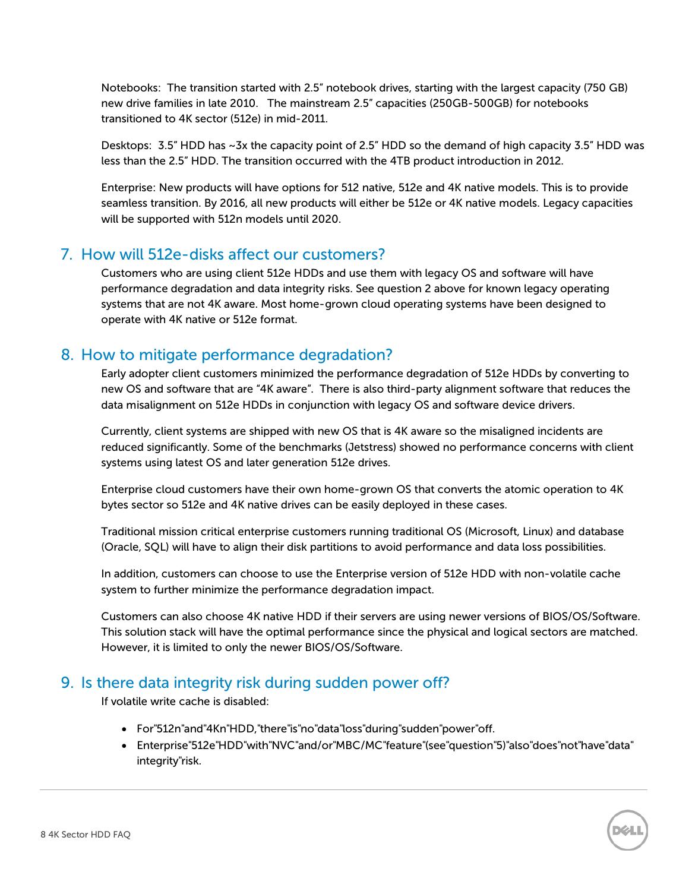Notebooks: The transition started with 2.5" notebook drives, starting with the largest capacity (750 GB) new drive families in late 2010. The mainstream 2.5" capacities (250GB-500GB) for notebooks transitioned to 4K sector (512e) in mid-2011.

Desktops: 3.5" HDD has ~3x the capacity point of 2.5" HDD so the demand of high capacity 3.5" HDD was less than the 2.5" HDD. The transition occurred with the 4TB product introduction in 2012.

Enterprise: New products will have options for 512 native, 512e and 4K native models. This is to provide seamless transition. By 2016, all new products will either be 512e or 4K native models. Legacy capacities will be supported with 512n models until 2020.

## 7. How will 512e-disks affect our customers?

Customers who are using client 512e HDDs and use them with legacy OS and software will have performance degradation and data integrity risks. See question 2 above for known legacy operating systems that are not 4K aware. Most home-grown cloud operating systems have been designed to operate with 4K native or 512e format.

## 8. How to mitigate performance degradation?

Early adopter client customers minimized the performance degradation of 512e HDDs by converting to new OS and software that are "4K aware". There is also third-party alignment software that reduces the data misalignment on 512e HDDs in conjunction with legacy OS and software device drivers.

Currently, client systems are shipped with new OS that is 4K aware so the misaligned incidents are reduced significantly. Some of the benchmarks (Jetstress) showed no performance concerns with client systems using latest OS and later generation 512e drives.

Enterprise cloud customers have their own home-grown OS that converts the atomic operation to 4K bytes sector so 512e and 4K native drives can be easily deployed in these cases.

Traditional mission critical enterprise customers running traditional OS (Microsoft, Linux) and database (Oracle, SQL) will have to align their disk partitions to avoid performance and data loss possibilities.

In addition, customers can choose to use the Enterprise version of 512e HDD with non-volatile cache system to further minimize the performance degradation impact.

Customers can also choose 4K native HDD if their servers are using newer versions of BIOS/OS/Software. This solution stack will have the optimal performance since the physical and logical sectors are matched. However, it is limited to only the newer BIOS/OS/Software.

## 9. Is there data integrity risk during sudden power off?

If volatile write cache is disabled:

- For 512n and 4Kn HDD, there is no data loss during sudden power off.
- Enterprise 512e HDD with NVC and/or MBC/MC feature (see question 5) also does not have data integrity risk.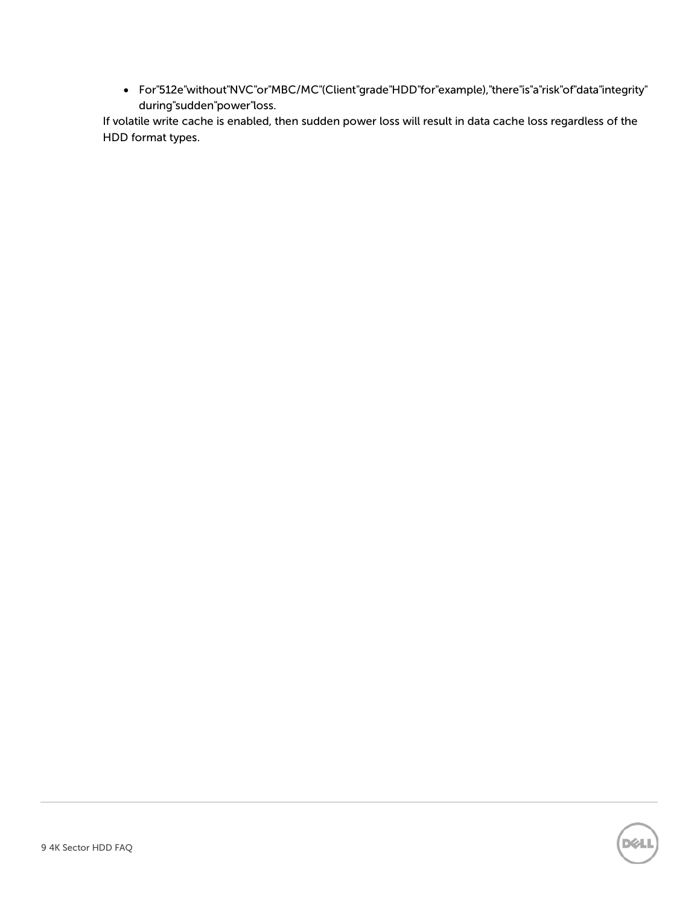- For"512e"without"NVC"or"MBC/MC"(Client"grade"HDD"for"example),"there"is"a"risk"of"data"integrity" during"sudden"power"loss.

If volatile write cache is enabled, then sudden power loss will result in data cache loss regardless of the HDD format types.